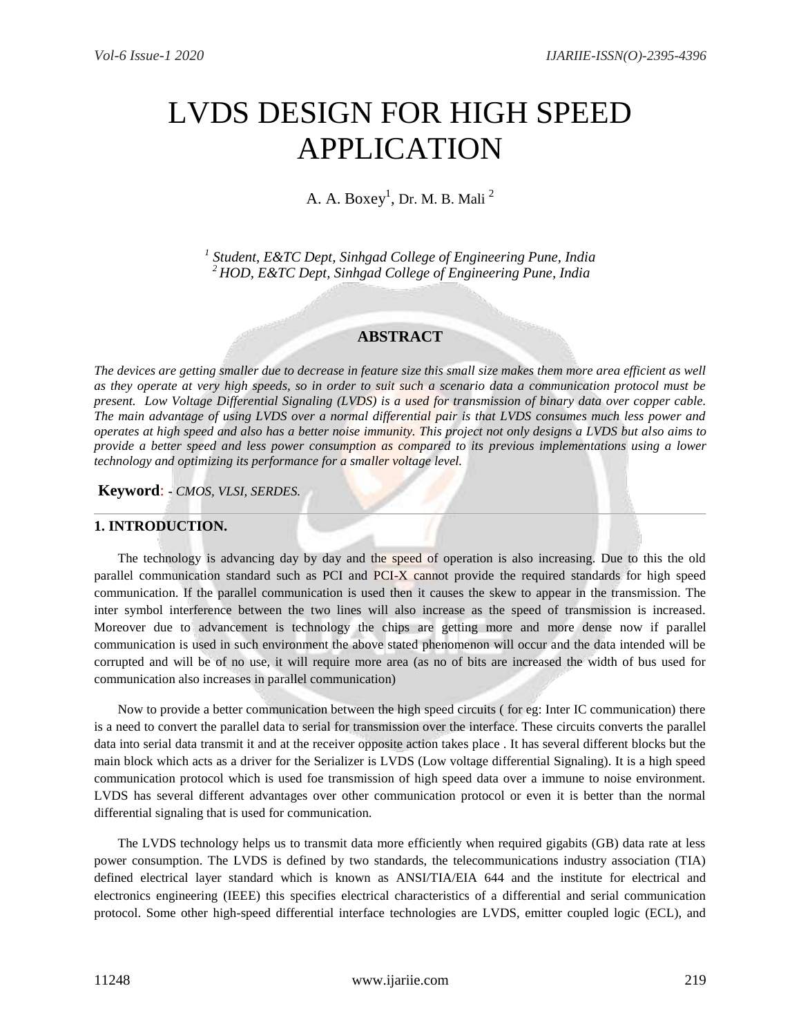# LVDS DESIGN FOR HIGH SPEED APPLICATION

A. A. Boxey[1], Dr. M. B. Mali [2]

[1] *Student, E&TC Dept, Sinhgad College of Engineering Pune, India*
[2] *HOD, E&TC Dept, Sinhgad College of Engineering Pune, India*

## ABSTRACT

*The devices are getting smaller due to decrease in feature size this small size makes them more area efficient as well as they operate at very high speeds, so in order to suit such a scenario data a communication protocol must be present. Low Voltage Differential Signaling (LVDS) is a used for transmission of binary data over copper cable. The main advantage of using LVDS over a normal differential pair is that LVDS consumes much less power and operates at high speed and also has a better noise immunity. This project not only designs a LVDS but also aims to provide a better speed and less power consumption as compared to its previous implementations using a lower technology and optimizing its performance for a smaller voltage level.*

**Keyword**: - *CMOS, VLSI, SERDES.*

---

## 1. INTRODUCTION.

The technology is advancing day by day and the speed of operation is also increasing. Due to this the old parallel communication standard such as PCI and PCI-X cannot provide the required standards for high speed communication. If the parallel communication is used then it causes the skew to appear in the transmission. The inter symbol interference between the two lines will also increase as the speed of transmission is increased. Moreover due to advancement is technology the chips are getting more and more dense now if parallel communication is used in such environment the above stated phenomenon will occur and the data intended will be corrupted and will be of no use, it will require more area (as no of bits are increased the width of bus used for communication also increases in parallel communication)

Now to provide a better communication between the high speed circuits ( for eg: Inter IC communication) there is a need to convert the parallel data to serial for transmission over the interface. These circuits converts the parallel data into serial data transmit it and at the receiver opposite action takes place . It has several different blocks but the main block which acts as a driver for the Serializer is LVDS (Low voltage differential Signaling). It is a high speed communication protocol which is used foe transmission of high speed data over a immune to noise environment. LVDS has several different advantages over other communication protocol or even it is better than the normal differential signaling that is used for communication.

The LVDS technology helps us to transmit data more efficiently when required gigabits (GB) data rate at less power consumption. The LVDS is defined by two standards, the telecommunications industry association (TIA) defined electrical layer standard which is known as ANSI/TIA/EIA 644 and the institute for electrical and electronics engineering (IEEE) this specifies electrical characteristics of a differential and serial communication protocol. Some other high-speed differential interface technologies are LVDS, emitter coupled logic (ECL), and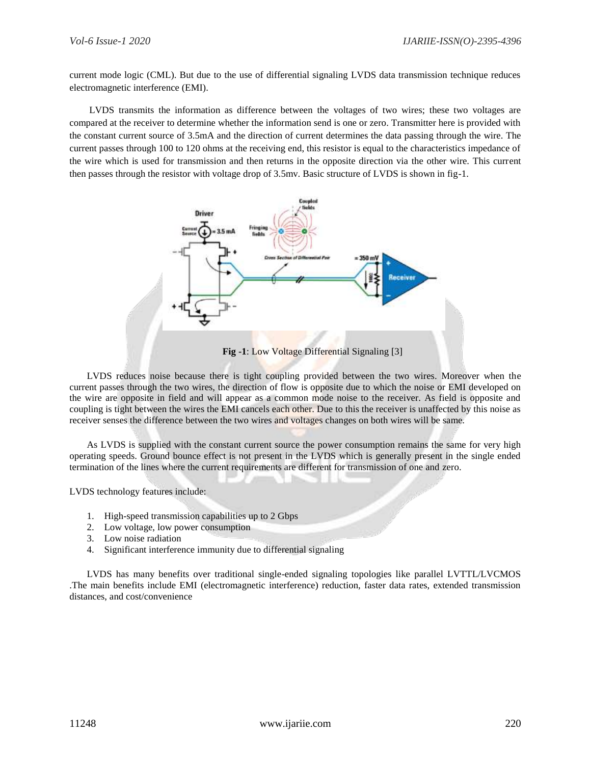current mode logic (CML). But due to the use of differential signaling LVDS data transmission technique reduces electromagnetic interference (EMI).

LVDS transmits the information as difference between the voltages of two wires; these two voltages are compared at the receiver to determine whether the information send is one or zero. Transmitter here is provided with the constant current source of 3.5mA and the direction of current determines the data passing through the wire. The current passes through 100 to 120 ohms at the receiving end, this resistor is equal to the characteristics impedance of the wire which is used for transmission and then returns in the opposite direction via the other wire. This current then passes through the resistor with voltage drop of 3.5mv. Basic structure of LVDS is shown in fig-1.

**Fig -1**: Low Voltage Differential Signaling [3]

LVDS reduces noise because there is tight coupling provided between the two wires. Moreover when the current passes through the two wires, the direction of flow is opposite due to which the noise or EMI developed on the wire are opposite in field and will appear as a common mode noise to the receiver. As field is opposite and coupling is tight between the wires the EMI cancels each other. Due to this the receiver is unaffected by this noise as receiver senses the difference between the two wires and voltages changes on both wires will be same.

As LVDS is supplied with the constant current source the power consumption remains the same for very high operating speeds. Ground bounce effect is not present in the LVDS which is generally present in the single ended termination of the lines where the current requirements are different for transmission of one and zero.

LVDS technology features include:

1. High-speed transmission capabilities up to 2 Gbps
2. Low voltage, low power consumption
3. Low noise radiation
4. Significant interference immunity due to differential signaling

LVDS has many benefits over traditional single-ended signaling topologies like parallel LVTTL/LVCMOS .The main benefits include EMI (electromagnetic interference) reduction, faster data rates, extended transmission distances, and cost/convenience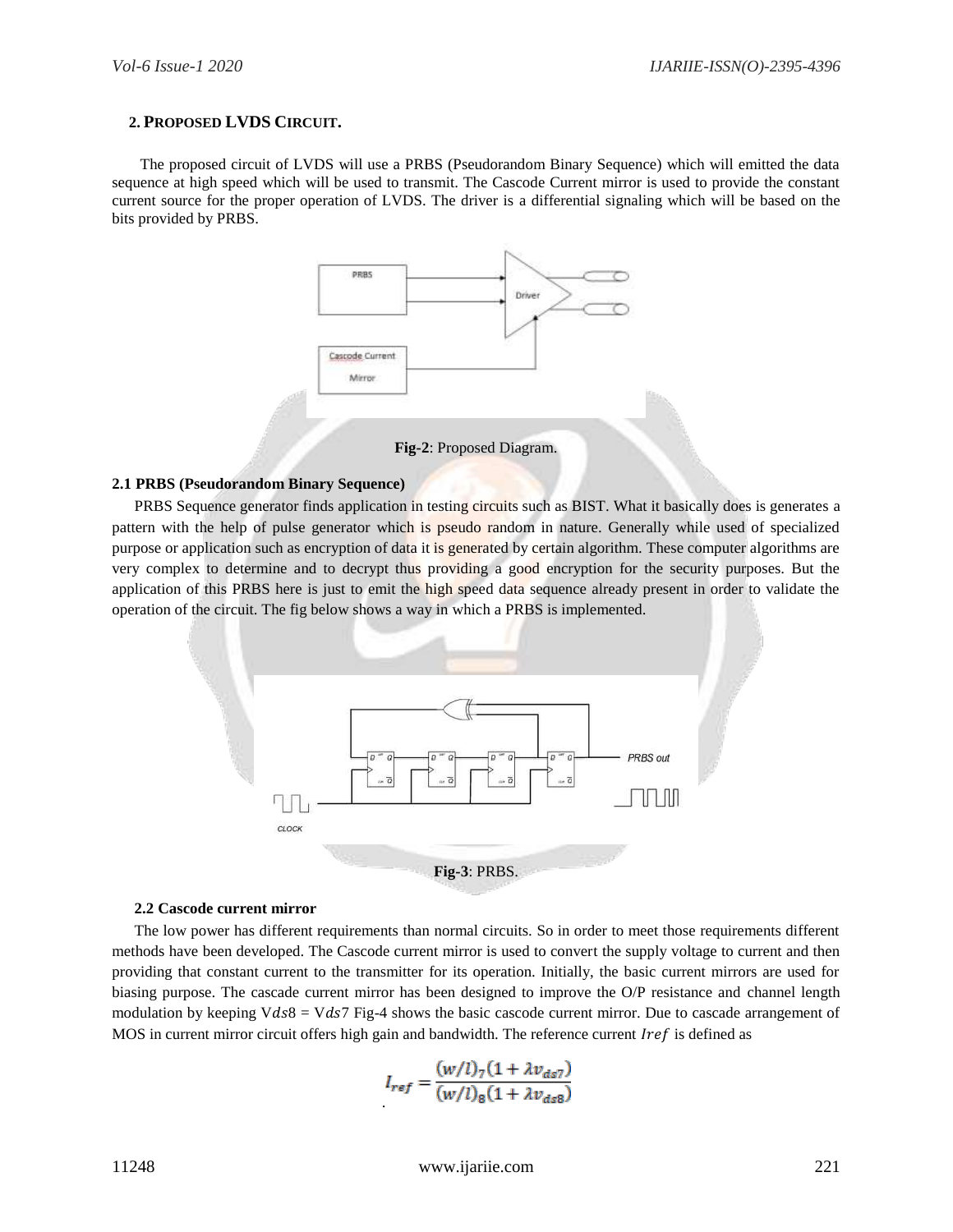## 2. PROPOSED LVDS CIRCUIT.

The proposed circuit of LVDS will use a PRBS (Pseudorandom Binary Sequence) which will emitted the data sequence at high speed which will be used to transmit. The Cascode Current mirror is used to provide the constant current source for the proper operation of LVDS. The driver is a differential signaling which will be based on the bits provided by PRBS.

**Fig-2**: Proposed Diagram.

### 2.1 PRBS (Pseudorandom Binary Sequence)

PRBS Sequence generator finds application in testing circuits such as BIST. What it basically does is generates a pattern with the help of pulse generator which is pseudo random in nature. Generally while used of specialized purpose or application such as encryption of data it is generated by certain algorithm. These computer algorithms are very complex to determine and to decrypt thus providing a good encryption for the security purposes. But the application of this PRBS here is just to emit the high speed data sequence already present in order to validate the operation of the circuit. The fig below shows a way in which a PRBS is implemented.

**Fig-3**: PRBS.

### 2.2 Cascode current mirror

The low power has different requirements than normal circuits. So in order to meet those requirements different methods have been developed. The Cascode current mirror is used to convert the supply voltage to current and then providing that constant current to the transmitter for its operation. Initially, the basic current mirrors are used for biasing purpose. The cascade current mirror has been designed to improve the O/P resistance and channel length modulation by keeping $Vds8 = Vds7$ Fig-4 shows the basic cascode current mirror. Due to cascade arrangement of MOS in current mirror circuit offers high gain and bandwidth. The reference current $Iref$ is defined as

$$I_{ref} = \frac{(w/l)_7(1 + \lambda v_{ds7})}{(w/l)_8(1 + \lambda v_{ds8})}$$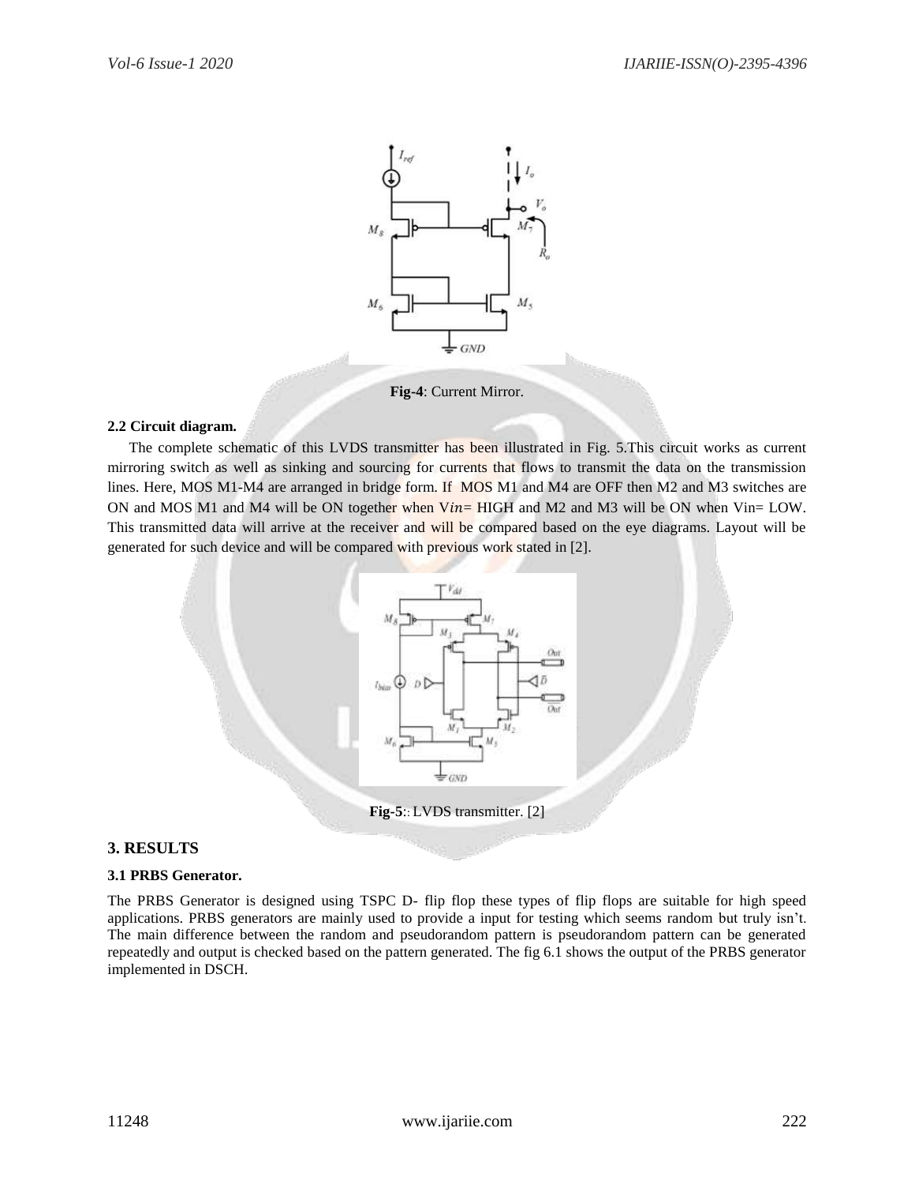**Fig-4**: Current Mirror.

#### 2.2 Circuit diagram.

The complete schematic of this LVDS transmitter has been illustrated in Fig. 5.This circuit works as current mirroring switch as well as sinking and sourcing for currents that flows to transmit the data on the transmission lines. Here, MOS M1-M4 are arranged in bridge form. If MOS M1 and M4 are OFF then M2 and M3 switches are ON and MOS M1 and M4 will be ON together when $Vin$= HIGH and M2 and M3 will be ON when Vin= LOW. This transmitted data will arrive at the receiver and will be compared based on the eye diagrams. Layout will be generated for such device and will be compared with previous work stated in [2].

**Fig-5**:: LVDS transmitter. [2]

### 3. RESULTS

#### 3.1 PRBS Generator.

The PRBS Generator is designed using TSPC D- flip flop these types of flip flops are suitable for high speed applications. PRBS generators are mainly used to provide a input for testing which seems random but truly isn't. The main difference between the random and pseudorandom pattern is pseudorandom pattern can be generated repeatedly and output is checked based on the pattern generated. The fig 6.1 shows the output of the PRBS generator implemented in DSCH.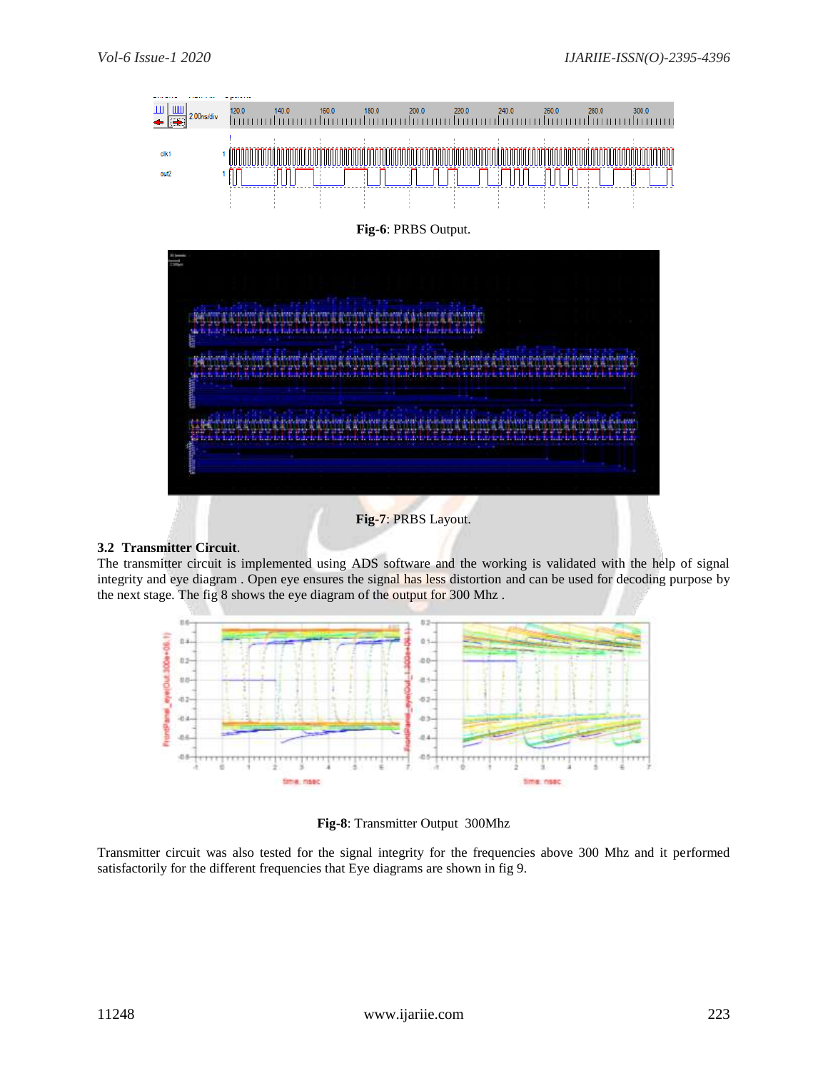**Fig-6**: PRBS Output.

**Fig-7**: PRBS Layout.

### 3.2 Transmitter Circuit.

The transmitter circuit is implemented using ADS software and the working is validated with the help of signal integrity and eye diagram . Open eye ensures the signal has less distortion and can be used for decoding purpose by the next stage. The fig 8 shows the eye diagram of the output for 300 Mhz .

**Fig-8**: Transmitter Output 300Mhz

Transmitter circuit was also tested for the signal integrity for the frequencies above 300 Mhz and it performed satisfactorily for the different frequencies that Eye diagrams are shown in fig 9.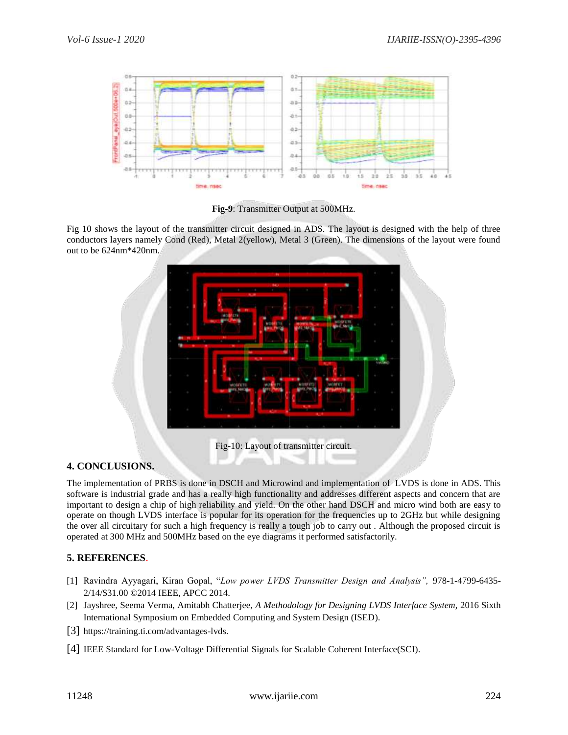Fig-9: Transmitter Output at 500MHz.

Fig 10 shows the layout of the transmitter circuit designed in ADS. The layout is designed with the help of three conductors layers namely Cond (Red), Metal 2(yellow), Metal 3 (Green). The dimensions of the layout were found out to be 624nm*420nm.

Fig-10: Layout of transmitter circuit.

## 4. CONCLUSIONS.

The implementation of PRBS is done in DSCH and Microwind and implementation of LVDS is done in ADS. This software is industrial grade and has a really high functionality and addresses different aspects and concern that are important to design a chip of high reliability and yield. On the other hand DSCH and micro wind both are easy to operate on though LVDS interface is popular for its operation for the frequencies up to 2GHz but while designing the over all circuitary for such a high frequency is really a tough job to carry out . Although the proposed circuit is operated at 300 MHz and 500MHz based on the eye diagrams it performed satisfactorily.

## 5. REFERENCES.

[1] Ravindra Ayyagari, Kiran Gopal, "*Low power LVDS Transmitter Design and Analysis",* 978-1-4799-6435-2/14/$31.00 ©2014 IEEE, APCC 2014.

[2] Jayshree, Seema Verma, Amitabh Chatterjee, *A Methodology for Designing LVDS Interface System,* 2016 Sixth International Symposium on Embedded Computing and System Design (ISED).

[3] https://training.ti.com/advantages-lvds.

[4] IEEE Standard for Low-Voltage Differential Signals for Scalable Coherent Interface(SCI).